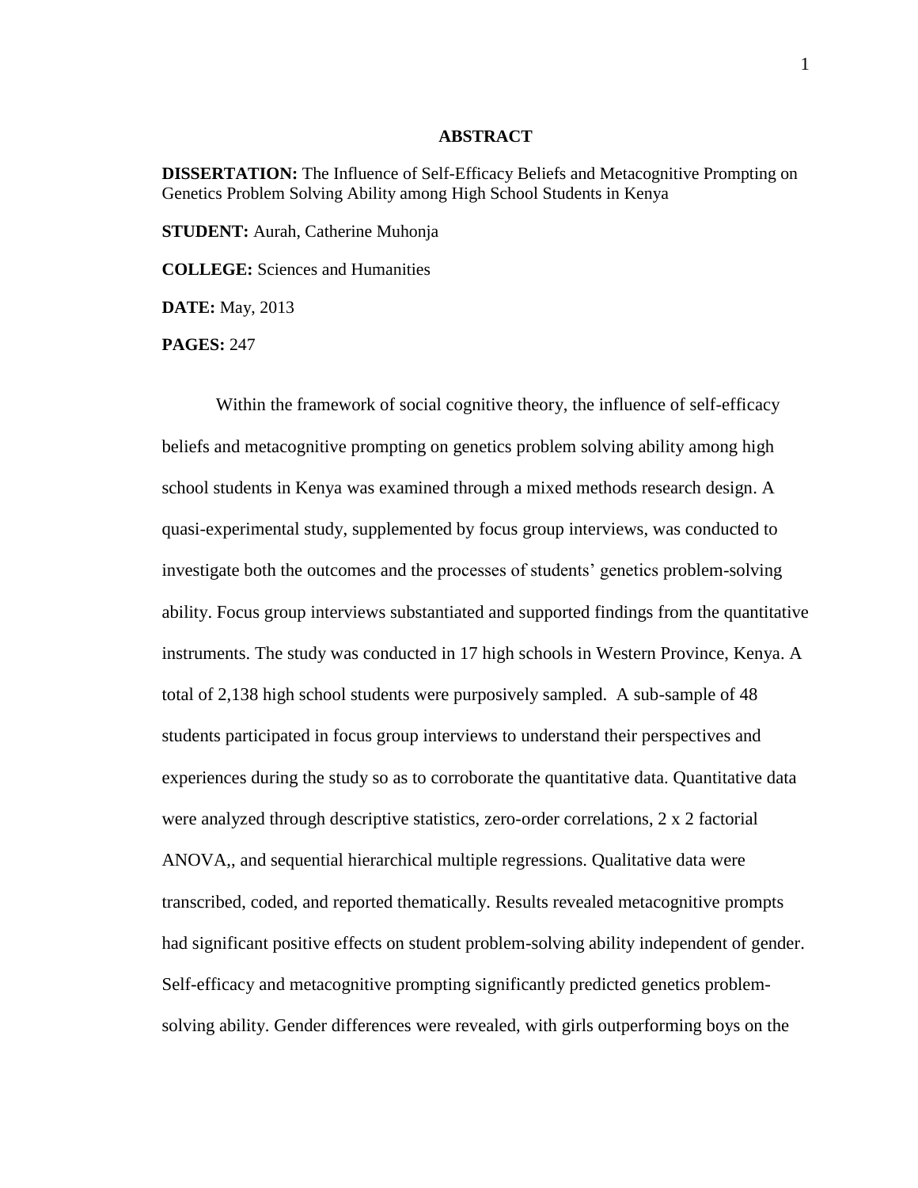# ABSTRACT

**DISSERTATION:** The Influence of Self-Efficacy Beliefs and Metacognitive Prompting on Genetics Problem Solving Ability among High School Students in Kenya

**STUDENT:** Aurah, Catherine Muhonja

**COLLEGE:** Sciences and Humanities

**DATE:** May, 2013

**PAGES:** 247

Within the framework of social cognitive theory, the influence of self-efficacy beliefs and metacognitive prompting on genetics problem solving ability among high school students in Kenya was examined through a mixed methods research design. A quasi-experimental study, supplemented by focus group interviews, was conducted to investigate both the outcomes and the processes of students' genetics problem-solving ability. Focus group interviews substantiated and supported findings from the quantitative instruments. The study was conducted in 17 high schools in Western Province, Kenya. A total of 2,138 high school students were purposively sampled. A sub-sample of 48 students participated in focus group interviews to understand their perspectives and experiences during the study so as to corroborate the quantitative data. Quantitative data were analyzed through descriptive statistics, zero-order correlations, 2 x 2 factorial ANOVA,, and sequential hierarchical multiple regressions. Qualitative data were transcribed, coded, and reported thematically. Results revealed metacognitive prompts had significant positive effects on student problem-solving ability independent of gender. Self-efficacy and metacognitive prompting significantly predicted genetics problem-solving ability. Gender differences were revealed, with girls outperforming boys on the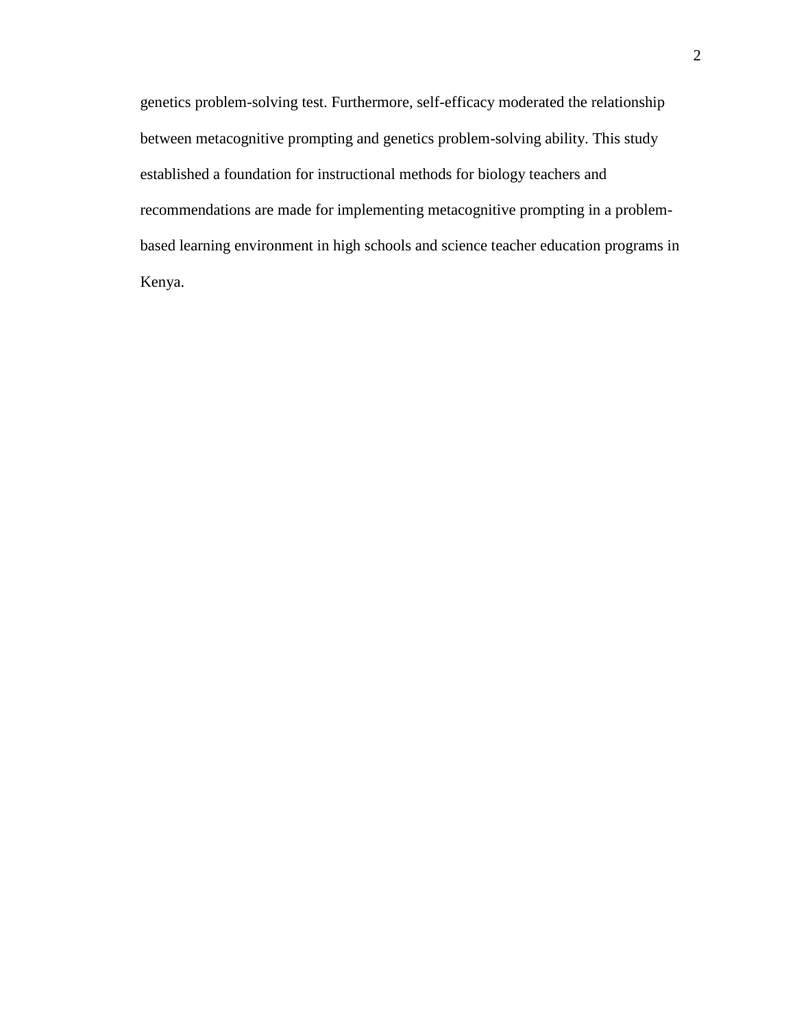genetics problem-solving test. Furthermore, self-efficacy moderated the relationship between metacognitive prompting and genetics problem-solving ability. This study established a foundation for instructional methods for biology teachers and recommendations are made for implementing metacognitive prompting in a problem-based learning environment in high schools and science teacher education programs in Kenya.